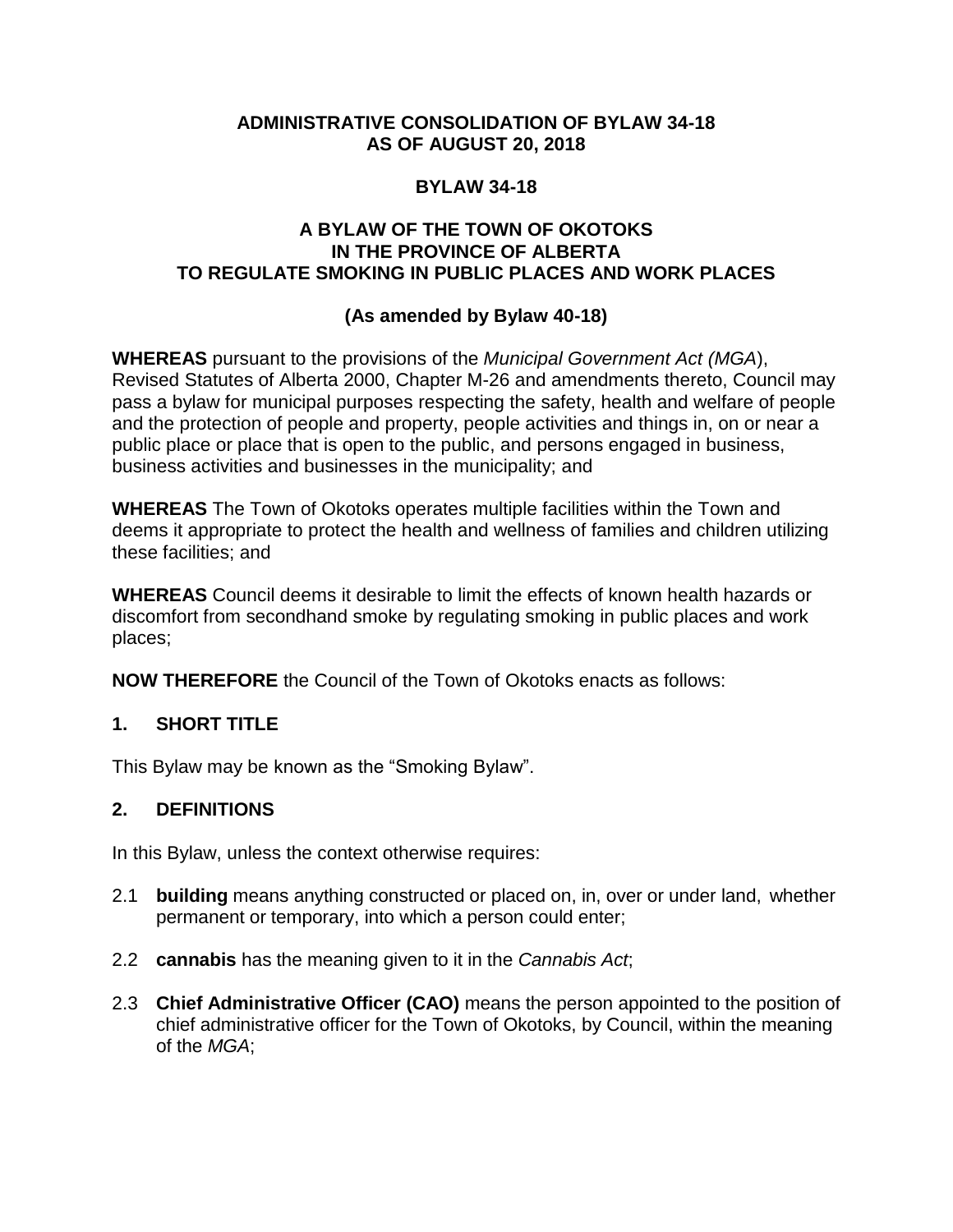# ADMINISTRATIVE CONSOLIDATION OF BYLAW 34-18 AS OF AUGUST 20, 2018

## BYLAW 34-18

## A BYLAW OF THE TOWN OF OKOTOKS IN THE PROVINCE OF ALBERTA TO REGULATE SMOKING IN PUBLIC PLACES AND WORK PLACES

**(As amended by Bylaw 40-18)**

**WHEREAS** pursuant to the provisions of the *Municipal Government Act (MGA*), Revised Statutes of Alberta 2000, Chapter M-26 and amendments thereto, Council may pass a bylaw for municipal purposes respecting the safety, health and welfare of people and the protection of people and property, people activities and things in, on or near a public place or place that is open to the public, and persons engaged in business, business activities and businesses in the municipality; and

**WHEREAS** The Town of Okotoks operates multiple facilities within the Town and deems it appropriate to protect the health and wellness of families and children utilizing these facilities; and

**WHEREAS** Council deems it desirable to limit the effects of known health hazards or discomfort from secondhand smoke by regulating smoking in public places and work places;

**NOW THEREFORE** the Council of the Town of Okotoks enacts as follows:

### 1. SHORT TITLE

This Bylaw may be known as the "Smoking Bylaw".

### 2. DEFINITIONS

In this Bylaw, unless the context otherwise requires:

2.1 **building** means anything constructed or placed on, in, over or under land, whether permanent or temporary, into which a person could enter;

2.2 **cannabis** has the meaning given to it in the *Cannabis Act*;

2.3 **Chief Administrative Officer (CAO)** means the person appointed to the position of chief administrative officer for the Town of Okotoks, by Council, within the meaning of the *MGA*;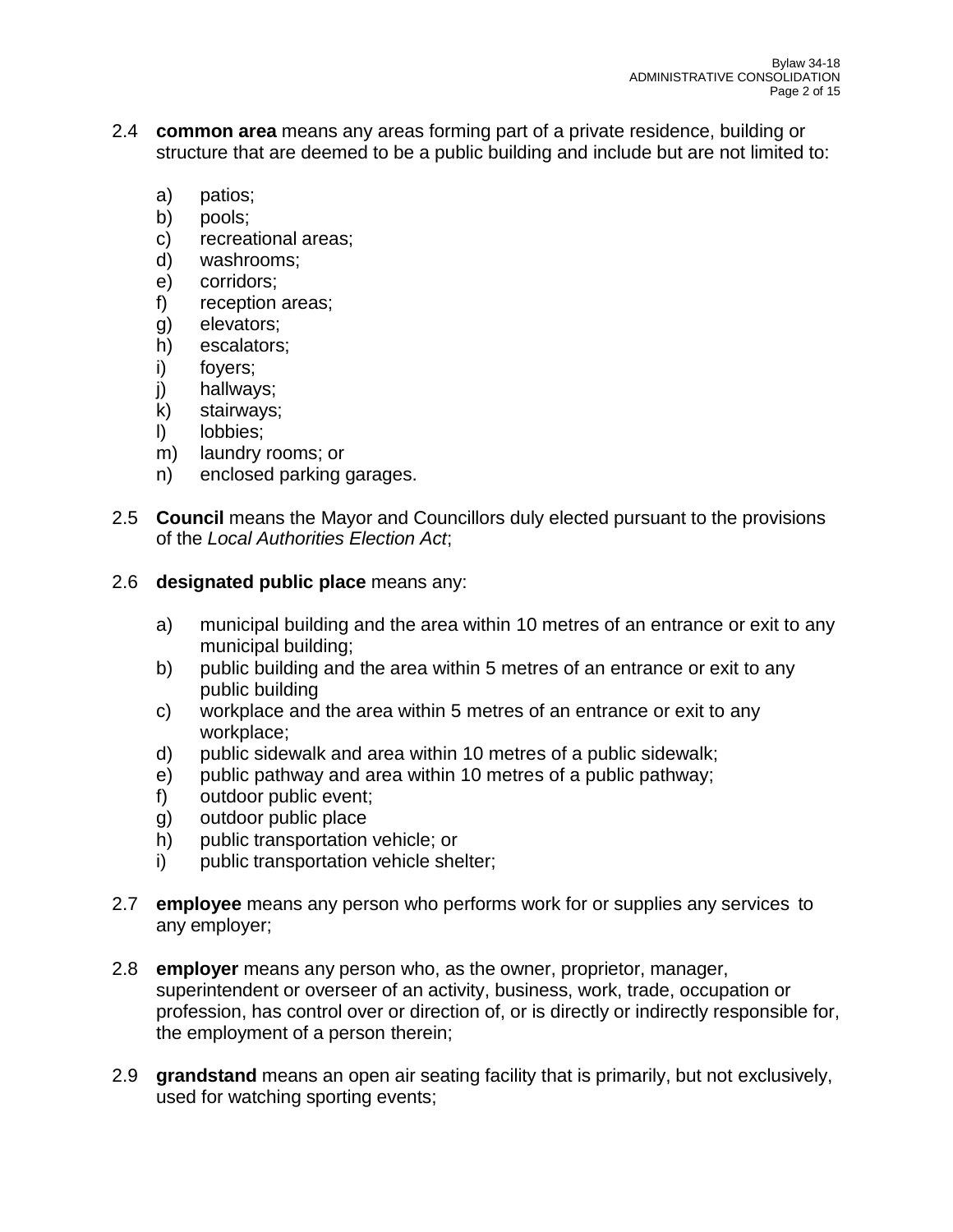2.4 **common area** means any areas forming part of a private residence, building or structure that are deemed to be a public building and include but are not limited to:

a) patios;
b) pools;
c) recreational areas;
d) washrooms;
e) corridors;
f) reception areas;
g) elevators;
h) escalators;
i) foyers;
j) hallways;
k) stairways;
l) lobbies;
m) laundry rooms; or
n) enclosed parking garages.

2.5 **Council** means the Mayor and Councillors duly elected pursuant to the provisions of the *Local Authorities Election Act*;

2.6 **designated public place** means any:

a) municipal building and the area within 10 metres of an entrance or exit to any municipal building;
b) public building and the area within 5 metres of an entrance or exit to any public building
c) workplace and the area within 5 metres of an entrance or exit to any workplace;
d) public sidewalk and area within 10 metres of a public sidewalk;
e) public pathway and area within 10 metres of a public pathway;
f) outdoor public event;
g) outdoor public place
h) public transportation vehicle; or
i) public transportation vehicle shelter;

2.7 **employee** means any person who performs work for or supplies any services to any employer;

2.8 **employer** means any person who, as the owner, proprietor, manager, superintendent or overseer of an activity, business, work, trade, occupation or profession, has control over or direction of, or is directly or indirectly responsible for, the employment of a person therein;

2.9 **grandstand** means an open air seating facility that is primarily, but not exclusively, used for watching sporting events;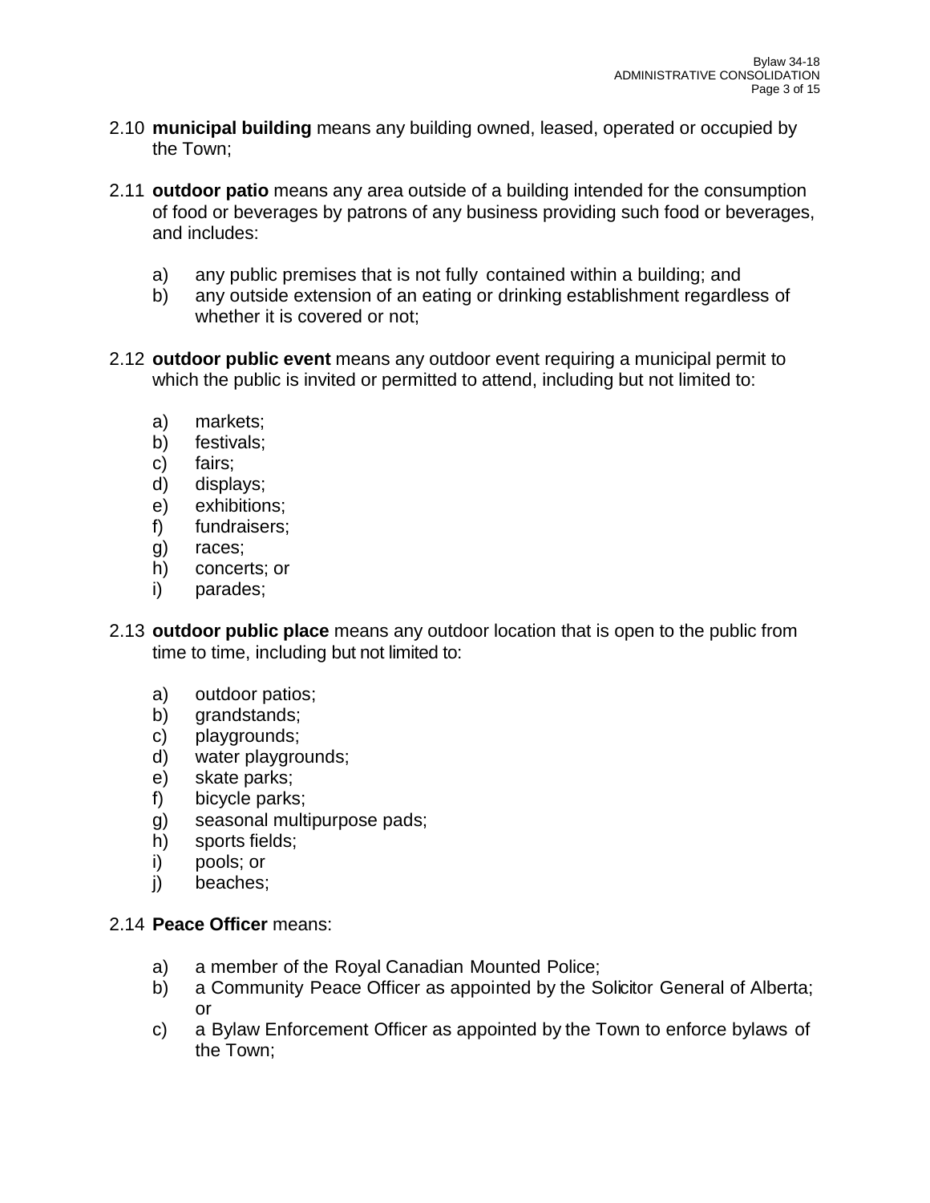2.10 **municipal building** means any building owned, leased, operated or occupied by the Town;

2.11 **outdoor patio** means any area outside of a building intended for the consumption of food or beverages by patrons of any business providing such food or beverages, and includes:

- a) any public premises that is not fully contained within a building; and
- b) any outside extension of an eating or drinking establishment regardless of whether it is covered or not;

2.12 **outdoor public event** means any outdoor event requiring a municipal permit to which the public is invited or permitted to attend, including but not limited to:

- a) markets;
- b) festivals;
- c) fairs;
- d) displays;
- e) exhibitions;
- f) fundraisers;
- g) races;
- h) concerts; or
- i) parades;

2.13 **outdoor public place** means any outdoor location that is open to the public from time to time, including but not limited to:

- a) outdoor patios;
- b) grandstands;
- c) playgrounds;
- d) water playgrounds;
- e) skate parks;
- f) bicycle parks;
- g) seasonal multipurpose pads;
- h) sports fields;
- i) pools; or
- j) beaches;

2.14 **Peace Officer** means:

- a) a member of the Royal Canadian Mounted Police;
- b) a Community Peace Officer as appointed by the Solicitor General of Alberta; or
- c) a Bylaw Enforcement Officer as appointed by the Town to enforce bylaws of the Town;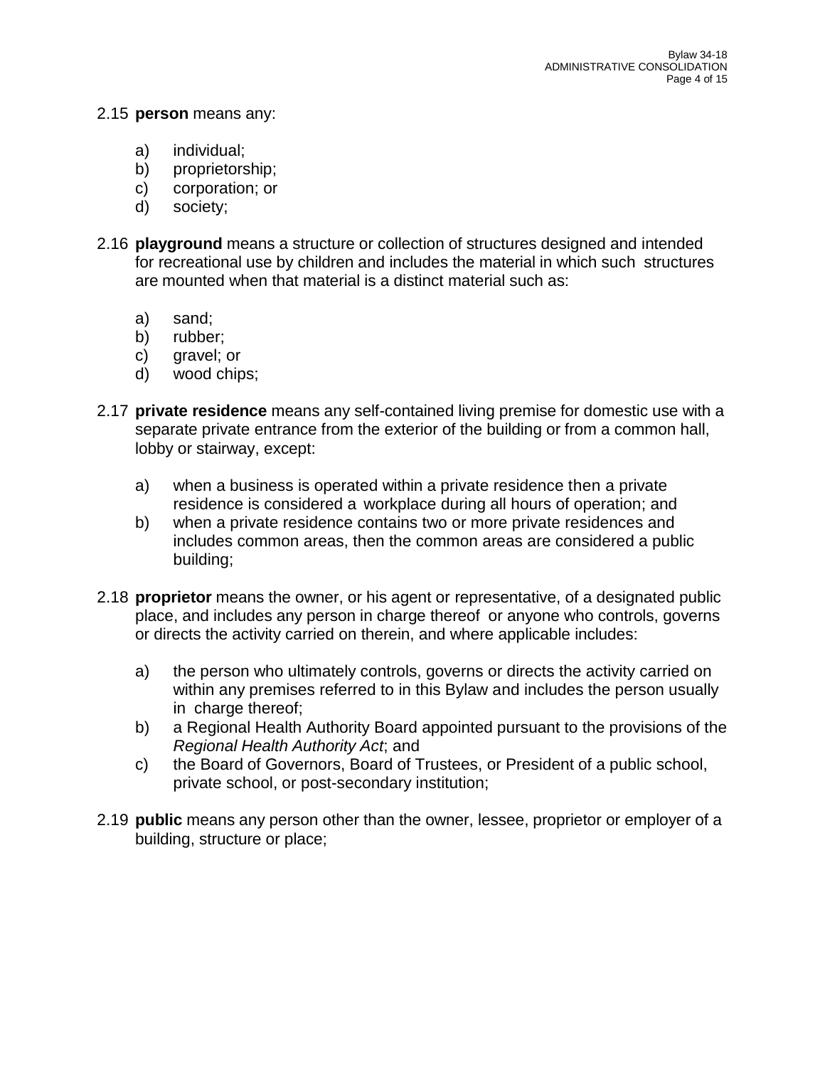2.15 **person** means any:

   a) individual;
   b) proprietorship;
   c) corporation; or
   d) society;

2.16 **playground** means a structure or collection of structures designed and intended for recreational use by children and includes the material in which such structures are mounted when that material is a distinct material such as:

   a) sand;
   b) rubber;
   c) gravel; or
   d) wood chips;

2.17 **private residence** means any self-contained living premise for domestic use with a separate private entrance from the exterior of the building or from a common hall, lobby or stairway, except:

   a) when a business is operated within a private residence then a private residence is considered a workplace during all hours of operation; and
   b) when a private residence contains two or more private residences and includes common areas, then the common areas are considered a public building;

2.18 **proprietor** means the owner, or his agent or representative, of a designated public place, and includes any person in charge thereof or anyone who controls, governs or directs the activity carried on therein, and where applicable includes:

   a) the person who ultimately controls, governs or directs the activity carried on within any premises referred to in this Bylaw and includes the person usually in charge thereof;
   b) a Regional Health Authority Board appointed pursuant to the provisions of the *Regional Health Authority Act*; and
   c) the Board of Governors, Board of Trustees, or President of a public school, private school, or post-secondary institution;

2.19 **public** means any person other than the owner, lessee, proprietor or employer of a building, structure or place;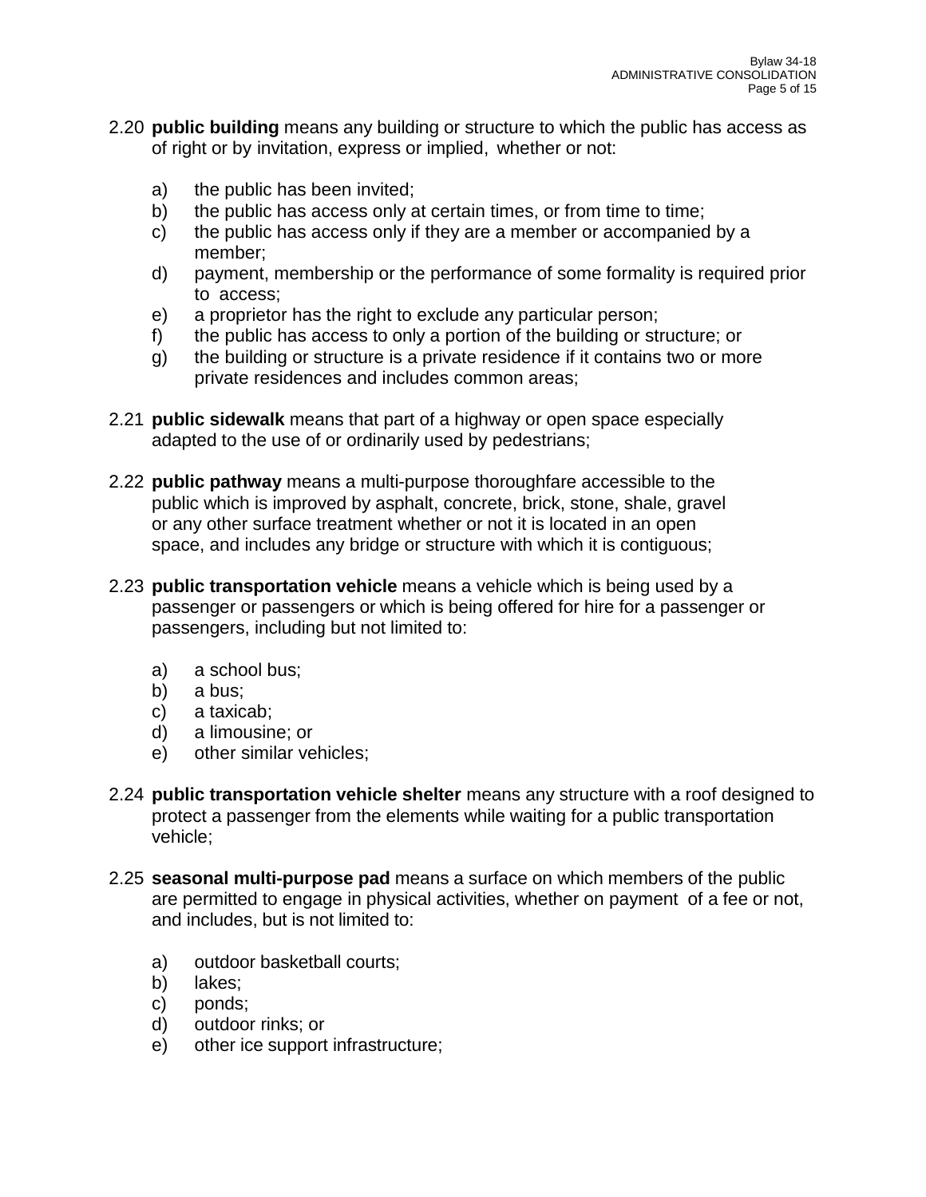2.20 **public building** means any building or structure to which the public has access as of right or by invitation, express or implied, whether or not:

a) the public has been invited;
b) the public has access only at certain times, or from time to time;
c) the public has access only if they are a member or accompanied by a member;
d) payment, membership or the performance of some formality is required prior to access;
e) a proprietor has the right to exclude any particular person;
f) the public has access to only a portion of the building or structure; or
g) the building or structure is a private residence if it contains two or more private residences and includes common areas;

2.21 **public sidewalk** means that part of a highway or open space especially adapted to the use of or ordinarily used by pedestrians;

2.22 **public pathway** means a multi-purpose thoroughfare accessible to the public which is improved by asphalt, concrete, brick, stone, shale, gravel or any other surface treatment whether or not it is located in an open space, and includes any bridge or structure with which it is contiguous;

2.23 **public transportation vehicle** means a vehicle which is being used by a passenger or passengers or which is being offered for hire for a passenger or passengers, including but not limited to:

a) a school bus;
b) a bus;
c) a taxicab;
d) a limousine; or
e) other similar vehicles;

2.24 **public transportation vehicle shelter** means any structure with a roof designed to protect a passenger from the elements while waiting for a public transportation vehicle;

2.25 **seasonal multi-purpose pad** means a surface on which members of the public are permitted to engage in physical activities, whether on payment of a fee or not, and includes, but is not limited to:

a) outdoor basketball courts;
b) lakes;
c) ponds;
d) outdoor rinks; or
e) other ice support infrastructure;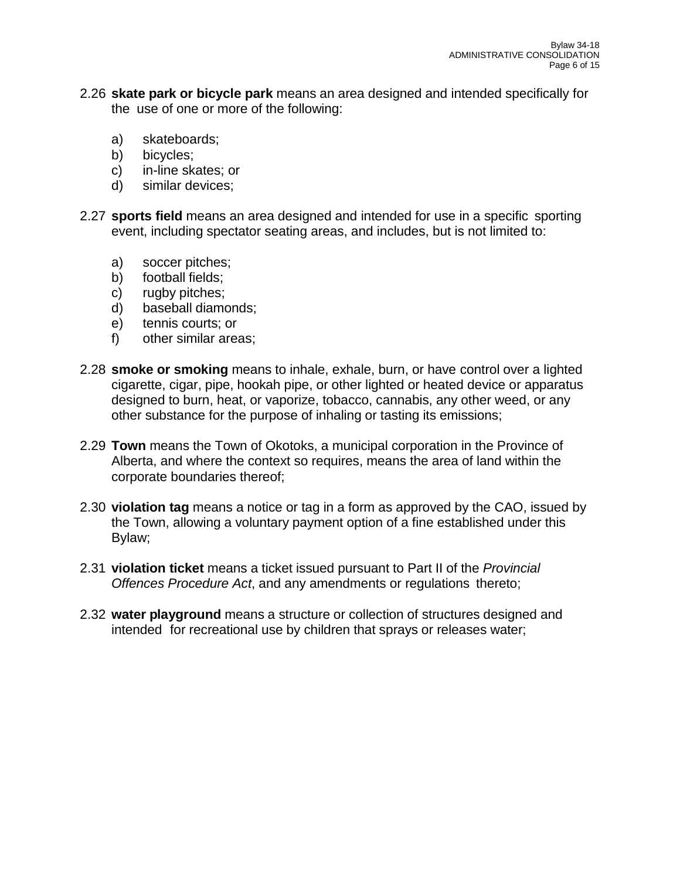2.26 **skate park or bicycle park** means an area designed and intended specifically for the use of one or more of the following:

a) skateboards;
b) bicycles;
c) in-line skates; or
d) similar devices;

2.27 **sports field** means an area designed and intended for use in a specific sporting event, including spectator seating areas, and includes, but is not limited to:

a) soccer pitches;
b) football fields;
c) rugby pitches;
d) baseball diamonds;
e) tennis courts; or
f) other similar areas;

2.28 **smoke or smoking** means to inhale, exhale, burn, or have control over a lighted cigarette, cigar, pipe, hookah pipe, or other lighted or heated device or apparatus designed to burn, heat, or vaporize, tobacco, cannabis, any other weed, or any other substance for the purpose of inhaling or tasting its emissions;

2.29 **Town** means the Town of Okotoks, a municipal corporation in the Province of Alberta, and where the context so requires, means the area of land within the corporate boundaries thereof;

2.30 **violation tag** means a notice or tag in a form as approved by the CAO, issued by the Town, allowing a voluntary payment option of a fine established under this Bylaw;

2.31 **violation ticket** means a ticket issued pursuant to Part II of the *Provincial Offences Procedure Act*, and any amendments or regulations thereto;

2.32 **water playground** means a structure or collection of structures designed and intended for recreational use by children that sprays or releases water;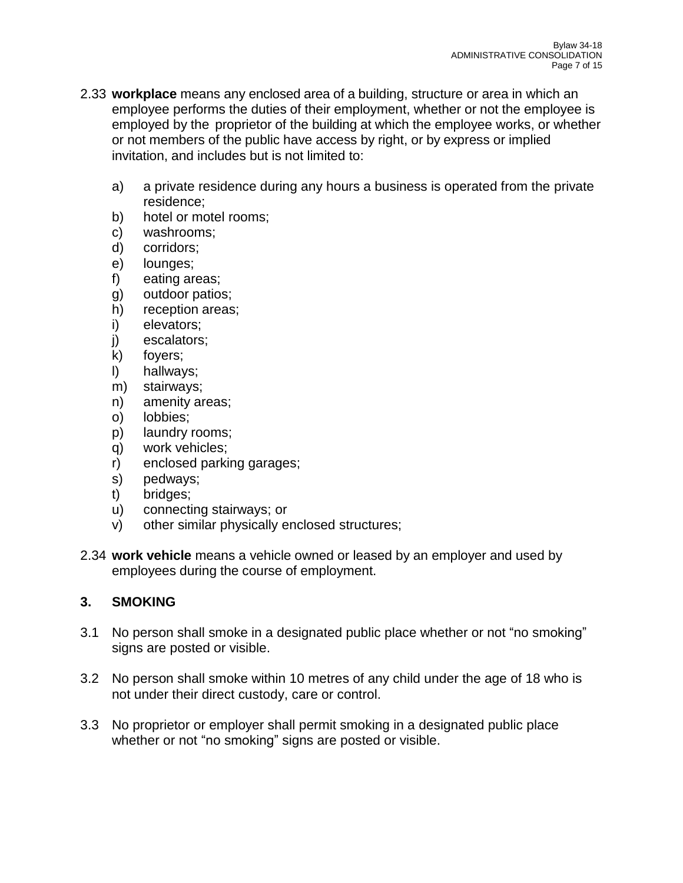2.33 **workplace** means any enclosed area of a building, structure or area in which an employee performs the duties of their employment, whether or not the employee is employed by the proprietor of the building at which the employee works, or whether or not members of the public have access by right, or by express or implied invitation, and includes but is not limited to:

a) a private residence during any hours a business is operated from the private residence;
b) hotel or motel rooms;
c) washrooms;
d) corridors;
e) lounges;
f) eating areas;
g) outdoor patios;
h) reception areas;
i) elevators;
j) escalators;
k) foyers;
l) hallways;
m) stairways;
n) amenity areas;
o) lobbies;
p) laundry rooms;
q) work vehicles;
r) enclosed parking garages;
s) pedways;
t) bridges;
u) connecting stairways; or
v) other similar physically enclosed structures;

2.34 **work vehicle** means a vehicle owned or leased by an employer and used by employees during the course of employment.

## 3. SMOKING

3.1 No person shall smoke in a designated public place whether or not "no smoking" signs are posted or visible.

3.2 No person shall smoke within 10 metres of any child under the age of 18 who is not under their direct custody, care or control.

3.3 No proprietor or employer shall permit smoking in a designated public place whether or not "no smoking" signs are posted or visible.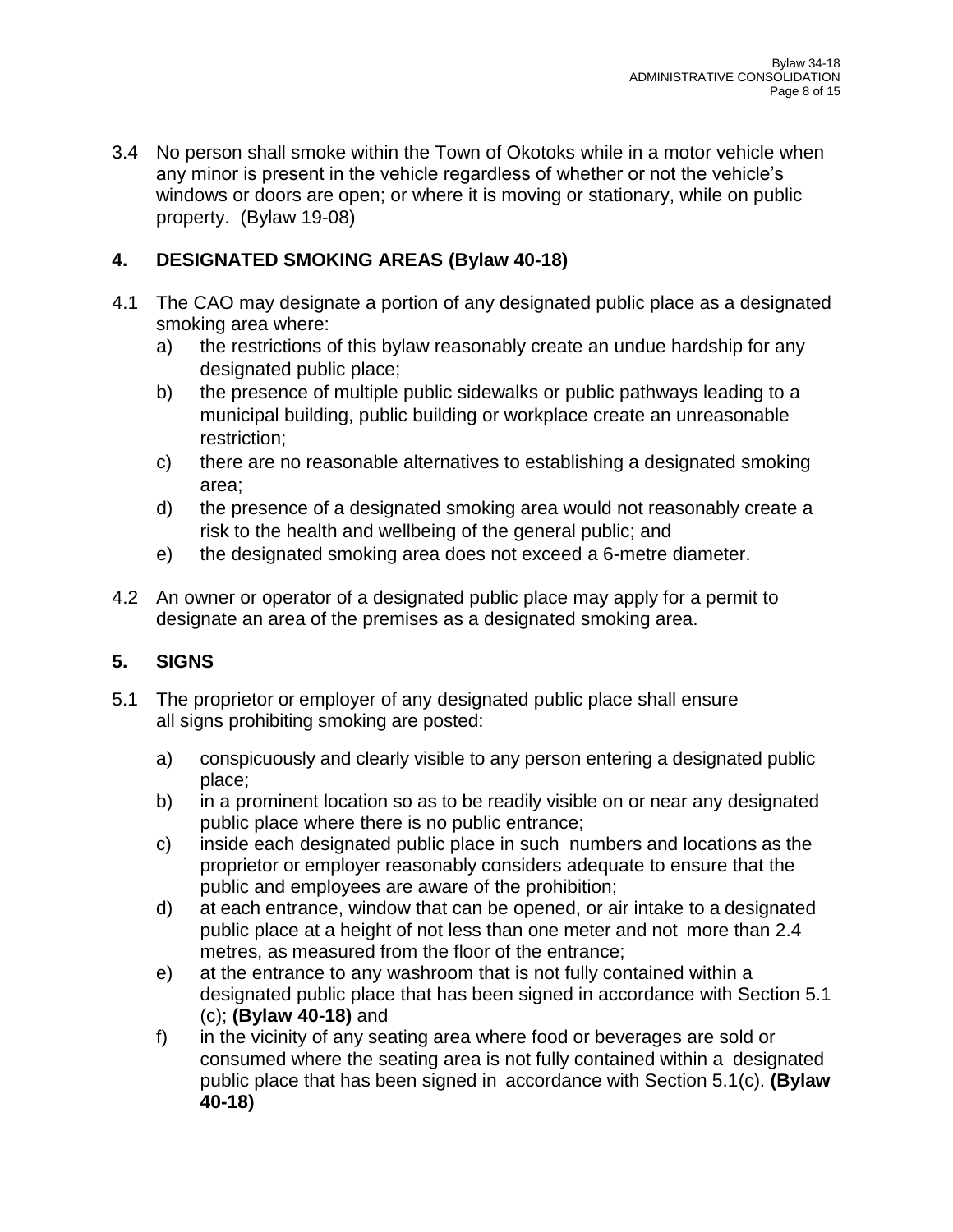3.4 No person shall smoke within the Town of Okotoks while in a motor vehicle when any minor is present in the vehicle regardless of whether or not the vehicle's windows or doors are open; or where it is moving or stationary, while on public property. (Bylaw 19-08)

## 4. DESIGNATED SMOKING AREAS (Bylaw 40-18)

4.1 The CAO may designate a portion of any designated public place as a designated smoking area where:

a) the restrictions of this bylaw reasonably create an undue hardship for any designated public place;

b) the presence of multiple public sidewalks or public pathways leading to a municipal building, public building or workplace create an unreasonable restriction;

c) there are no reasonable alternatives to establishing a designated smoking area;

d) the presence of a designated smoking area would not reasonably create a risk to the health and wellbeing of the general public; and

e) the designated smoking area does not exceed a 6-metre diameter.

4.2 An owner or operator of a designated public place may apply for a permit to designate an area of the premises as a designated smoking area.

## 5. SIGNS

5.1 The proprietor or employer of any designated public place shall ensure all signs prohibiting smoking are posted:

a) conspicuously and clearly visible to any person entering a designated public place;

b) in a prominent location so as to be readily visible on or near any designated public place where there is no public entrance;

c) inside each designated public place in such numbers and locations as the proprietor or employer reasonably considers adequate to ensure that the public and employees are aware of the prohibition;

d) at each entrance, window that can be opened, or air intake to a designated public place at a height of not less than one meter and not more than 2.4 metres, as measured from the floor of the entrance;

e) at the entrance to any washroom that is not fully contained within a designated public place that has been signed in accordance with Section 5.1 (c); **(Bylaw 40-18)** and

f) in the vicinity of any seating area where food or beverages are sold or consumed where the seating area is not fully contained within a designated public place that has been signed in accordance with Section 5.1(c). **(Bylaw 40-18)**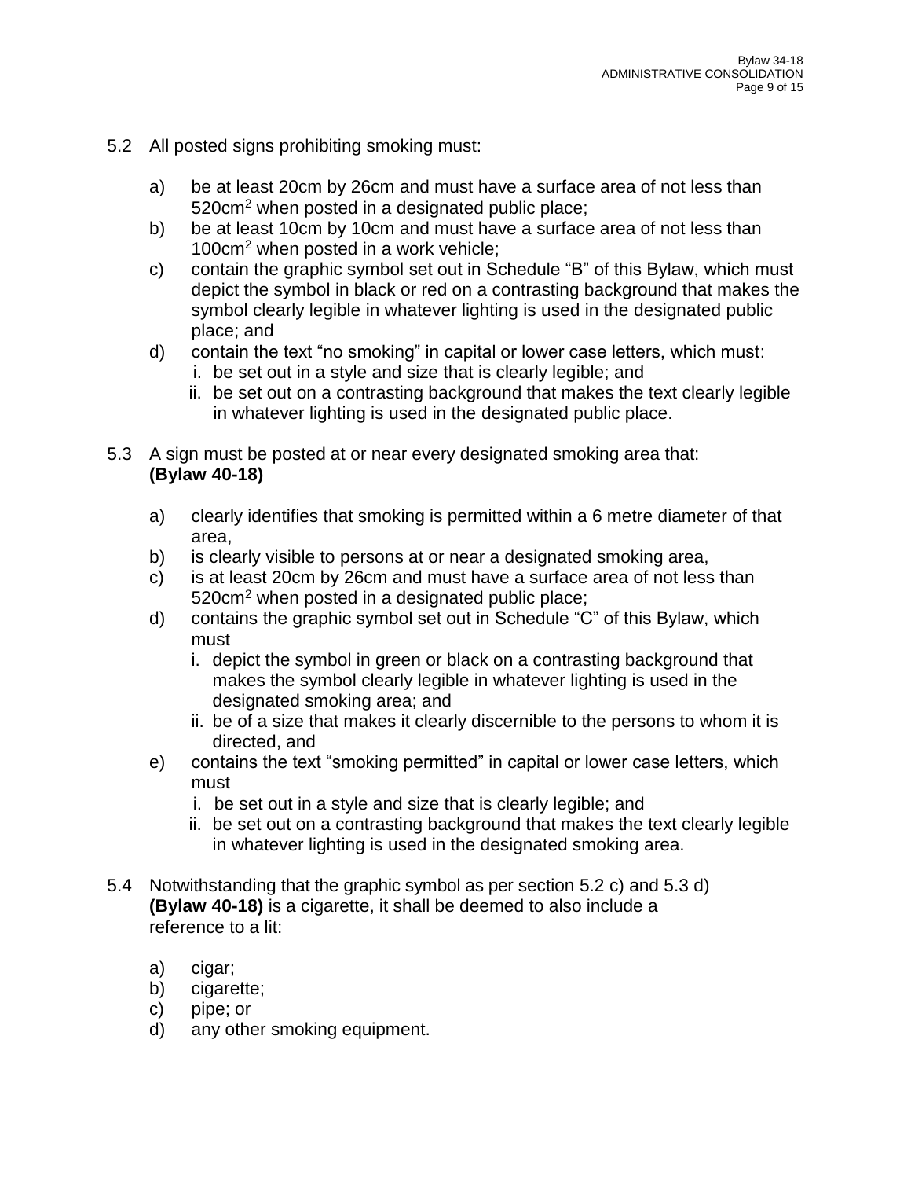5.2 All posted signs prohibiting smoking must:

a) be at least 20cm by 26cm and must have a surface area of not less than $520cm^2$ when posted in a designated public place;
b) be at least 10cm by 10cm and must have a surface area of not less than $100cm^2$ when posted in a work vehicle;
c) contain the graphic symbol set out in Schedule "B" of this Bylaw, which must depict the symbol in black or red on a contrasting background that makes the symbol clearly legible in whatever lighting is used in the designated public place; and
d) contain the text "no smoking" in capital or lower case letters, which must:
   i. be set out in a style and size that is clearly legible; and
   ii. be set out on a contrasting background that makes the text clearly legible in whatever lighting is used in the designated public place.

5.3 A sign must be posted at or near every designated smoking area that: **(Bylaw 40-18)**

a) clearly identifies that smoking is permitted within a 6 metre diameter of that area,
b) is clearly visible to persons at or near a designated smoking area,
c) is at least 20cm by 26cm and must have a surface area of not less than $520cm^2$ when posted in a designated public place;
d) contains the graphic symbol set out in Schedule "C" of this Bylaw, which must
   i. depict the symbol in green or black on a contrasting background that makes the symbol clearly legible in whatever lighting is used in the designated smoking area; and
   ii. be of a size that makes it clearly discernible to the persons to whom it is directed, and
e) contains the text "smoking permitted" in capital or lower case letters, which must
   i. be set out in a style and size that is clearly legible; and
   ii. be set out on a contrasting background that makes the text clearly legible in whatever lighting is used in the designated smoking area.

5.4 Notwithstanding that the graphic symbol as per section 5.2 c) and 5.3 d) **(Bylaw 40-18)** is a cigarette, it shall be deemed to also include a reference to a lit:

a) cigar;
b) cigarette;
c) pipe; or
d) any other smoking equipment.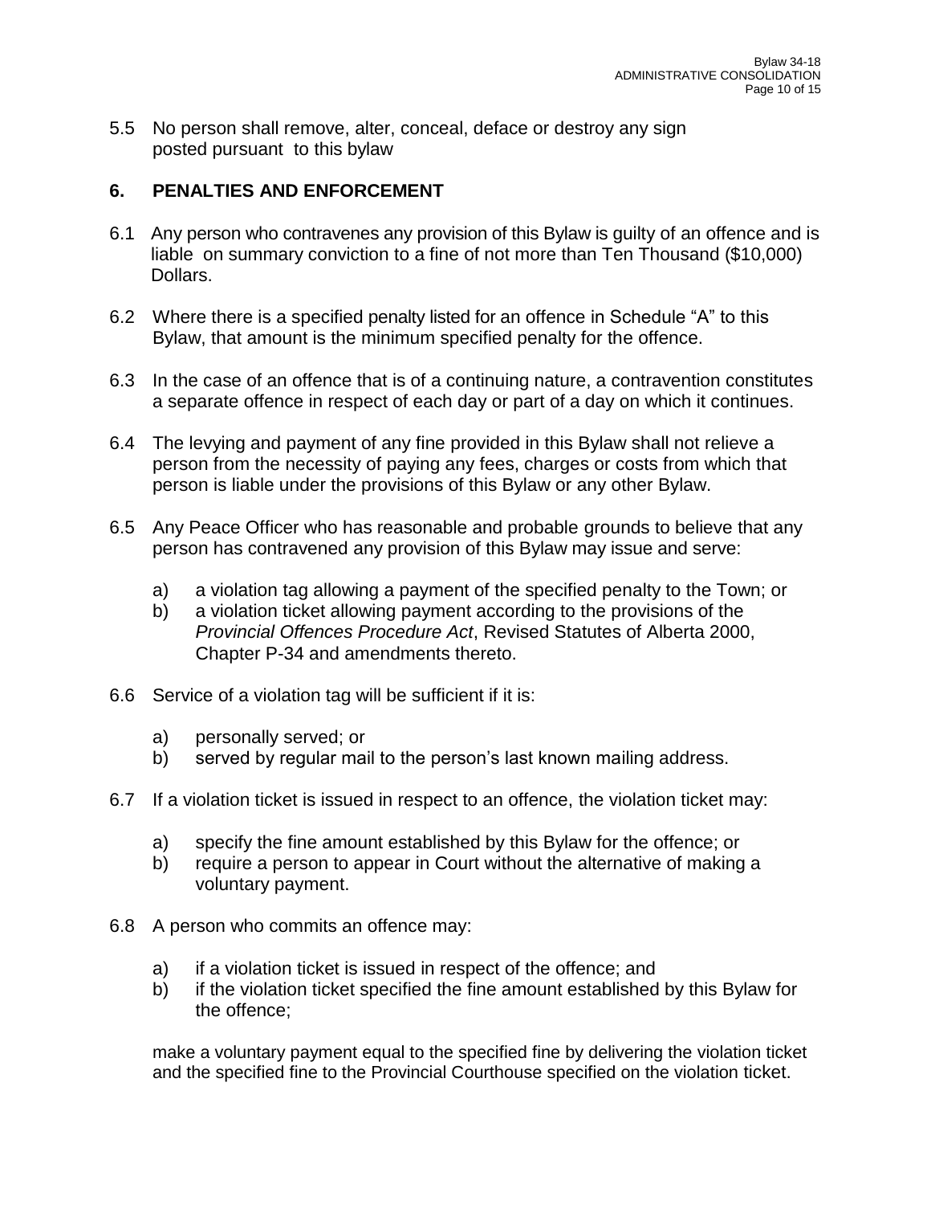5.5 No person shall remove, alter, conceal, deface or destroy any sign posted pursuant to this bylaw

## 6. PENALTIES AND ENFORCEMENT

6.1 Any person who contravenes any provision of this Bylaw is guilty of an offence and is liable on summary conviction to a fine of not more than Ten Thousand ($10,000) Dollars.

6.2 Where there is a specified penalty listed for an offence in Schedule "A" to this Bylaw, that amount is the minimum specified penalty for the offence.

6.3 In the case of an offence that is of a continuing nature, a contravention constitutes a separate offence in respect of each day or part of a day on which it continues.

6.4 The levying and payment of any fine provided in this Bylaw shall not relieve a person from the necessity of paying any fees, charges or costs from which that person is liable under the provisions of this Bylaw or any other Bylaw.

6.5 Any Peace Officer who has reasonable and probable grounds to believe that any person has contravened any provision of this Bylaw may issue and serve:

a) a violation tag allowing a payment of the specified penalty to the Town; or
b) a violation ticket allowing payment according to the provisions of the *Provincial Offences Procedure Act*, Revised Statutes of Alberta 2000, Chapter P-34 and amendments thereto.

6.6 Service of a violation tag will be sufficient if it is:

a) personally served; or
b) served by regular mail to the person's last known mailing address.

6.7 If a violation ticket is issued in respect to an offence, the violation ticket may:

a) specify the fine amount established by this Bylaw for the offence; or
b) require a person to appear in Court without the alternative of making a voluntary payment.

6.8 A person who commits an offence may:

a) if a violation ticket is issued in respect of the offence; and
b) if the violation ticket specified the fine amount established by this Bylaw for the offence;

make a voluntary payment equal to the specified fine by delivering the violation ticket and the specified fine to the Provincial Courthouse specified on the violation ticket.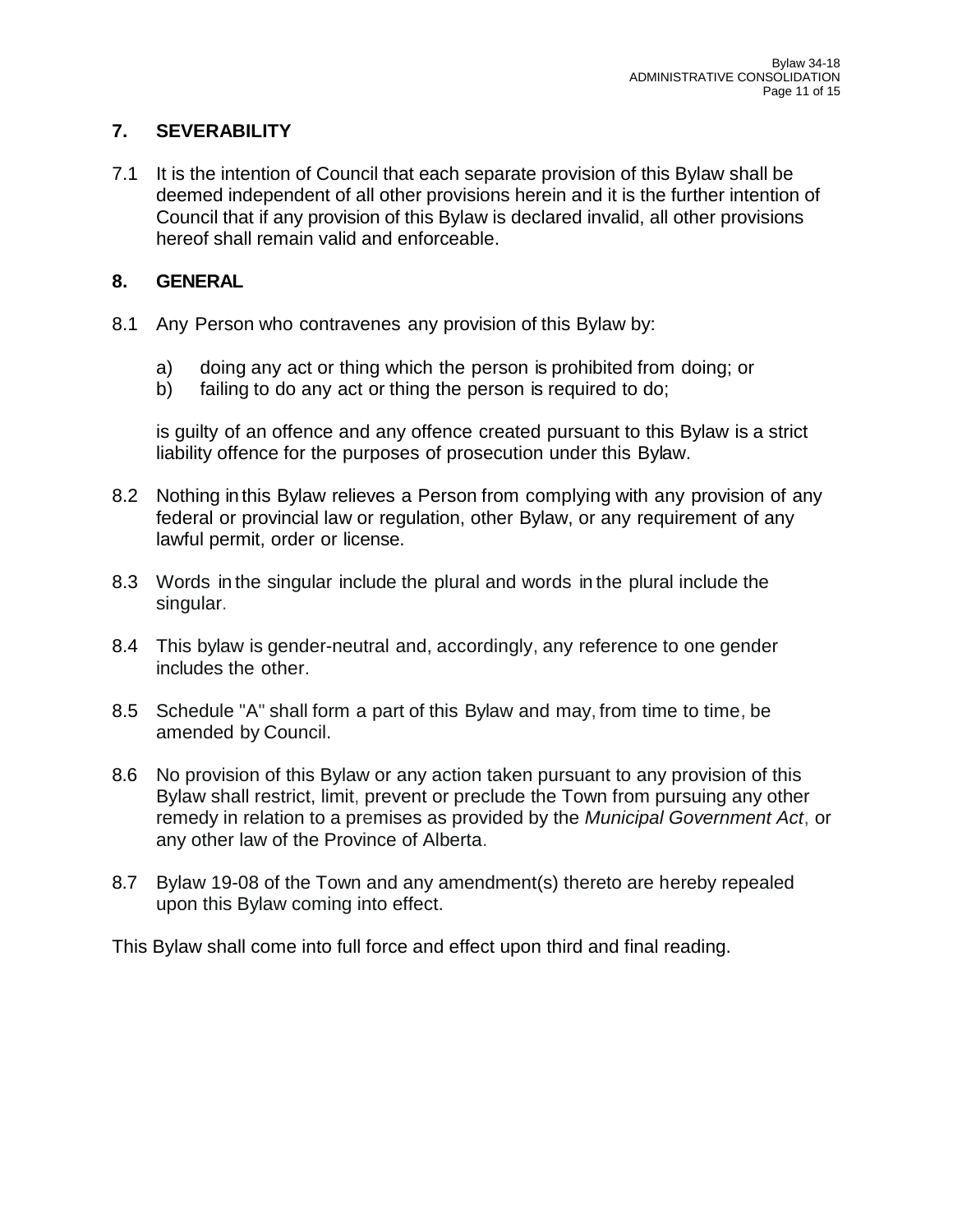## 7. SEVERABILITY

7.1 It is the intention of Council that each separate provision of this Bylaw shall be deemed independent of all other provisions herein and it is the further intention of Council that if any provision of this Bylaw is declared invalid, all other provisions hereof shall remain valid and enforceable.

## 8. GENERAL

8.1 Any Person who contravenes any provision of this Bylaw by:

a) doing any act or thing which the person is prohibited from doing; or
b) failing to do any act or thing the person is required to do;

is guilty of an offence and any offence created pursuant to this Bylaw is a strict liability offence for the purposes of prosecution under this Bylaw.

8.2 Nothing in this Bylaw relieves a Person from complying with any provision of any federal or provincial law or regulation, other Bylaw, or any requirement of any lawful permit, order or license.

8.3 Words in the singular include the plural and words in the plural include the singular.

8.4 This bylaw is gender-neutral and, accordingly, any reference to one gender includes the other.

8.5 Schedule "A" shall form a part of this Bylaw and may, from time to time, be amended by Council.

8.6 No provision of this Bylaw or any action taken pursuant to any provision of this Bylaw shall restrict, limit, prevent or preclude the Town from pursuing any other remedy in relation to a premises as provided by the *Municipal Government Act*, or any other law of the Province of Alberta.

8.7 Bylaw 19-08 of the Town and any amendment(s) thereto are hereby repealed upon this Bylaw coming into effect.

This Bylaw shall come into full force and effect upon third and final reading.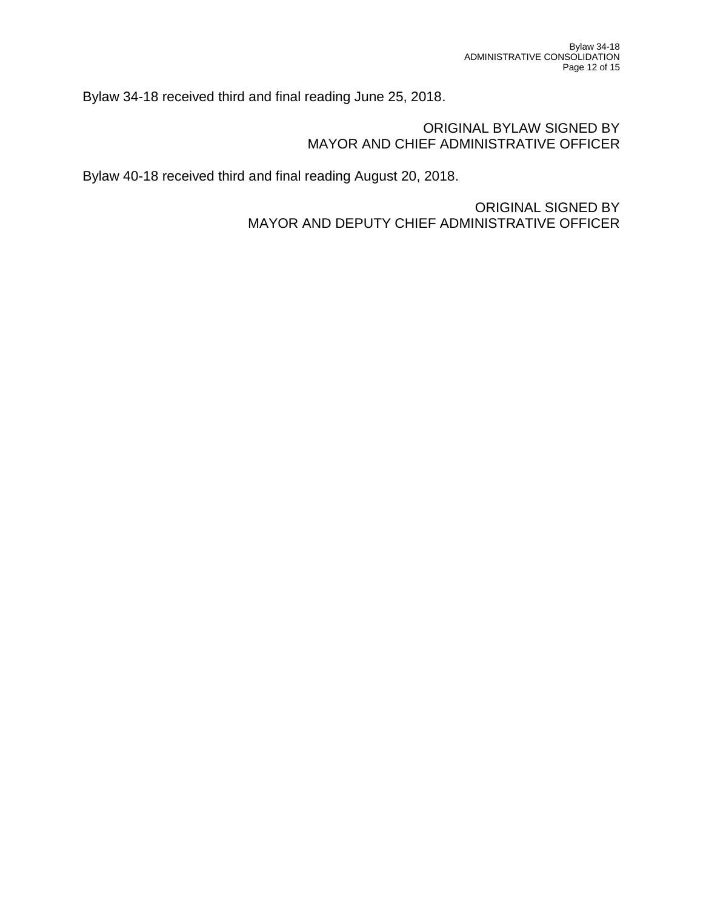Bylaw 34-18 received third and final reading June 25, 2018.

ORIGINAL BYLAW SIGNED BY
MAYOR AND CHIEF ADMINISTRATIVE OFFICER

Bylaw 40-18 received third and final reading August 20, 2018.

ORIGINAL SIGNED BY
MAYOR AND DEPUTY CHIEF ADMINISTRATIVE OFFICER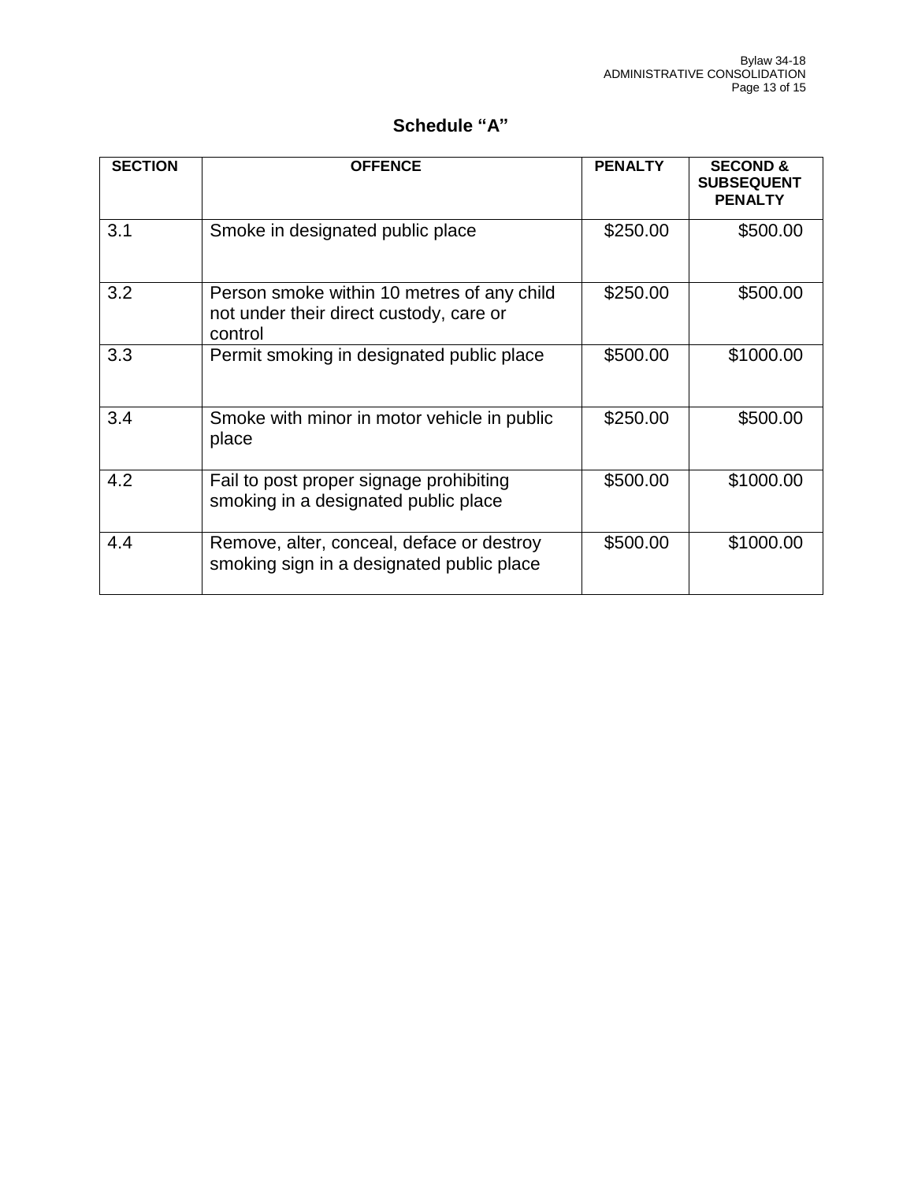## Schedule "A"

| SECTION | OFFENCE | PENALTY | SECOND & SUBSEQUENT PENALTY |
| --- | --- | --- | --- |
| 3.1 | Smoke in designated public place | $250.00 | $500.00 |
| 3.2 | Person smoke within 10 metres of any child not under their direct custody, care or control | $250.00 | $500.00 |
| 3.3 | Permit smoking in designated public place | $500.00 | $1000.00 |
| 3.4 | Smoke with minor in motor vehicle in public place | $250.00 | $500.00 |
| 4.2 | Fail to post proper signage prohibiting smoking in a designated public place | $500.00 | $1000.00 |
| 4.4 | Remove, alter, conceal, deface or destroy smoking sign in a designated public place | $500.00 | $1000.00 |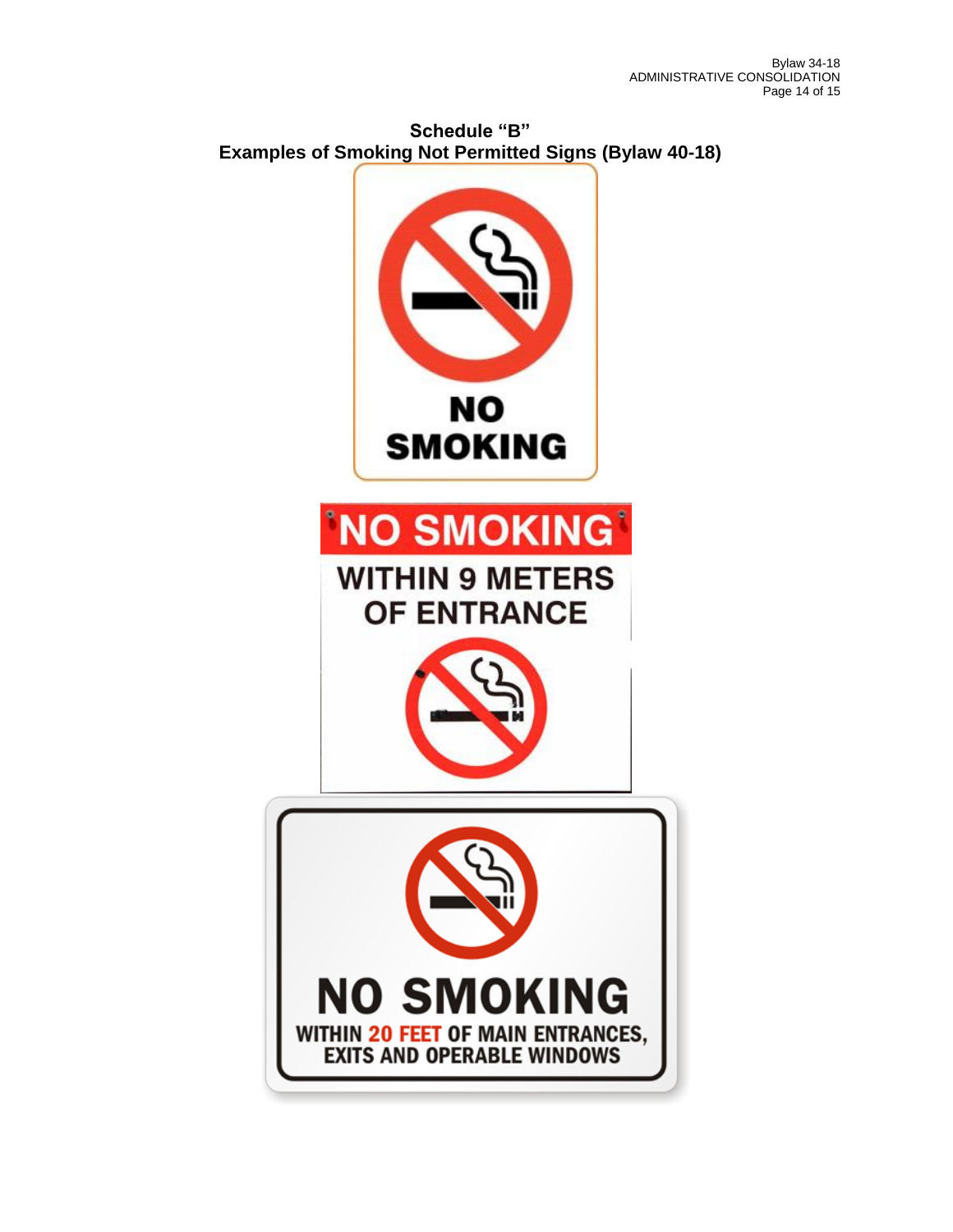## Schedule "B"
## Examples of Smoking Not Permitted Signs (Bylaw 40-18)

NO SMOKING

NO SMOKING

WITHIN 9 METERS OF ENTRANCE

NO SMOKING

WITHIN 20 FEET OF MAIN ENTRANCES, EXITS AND OPERABLE WINDOWS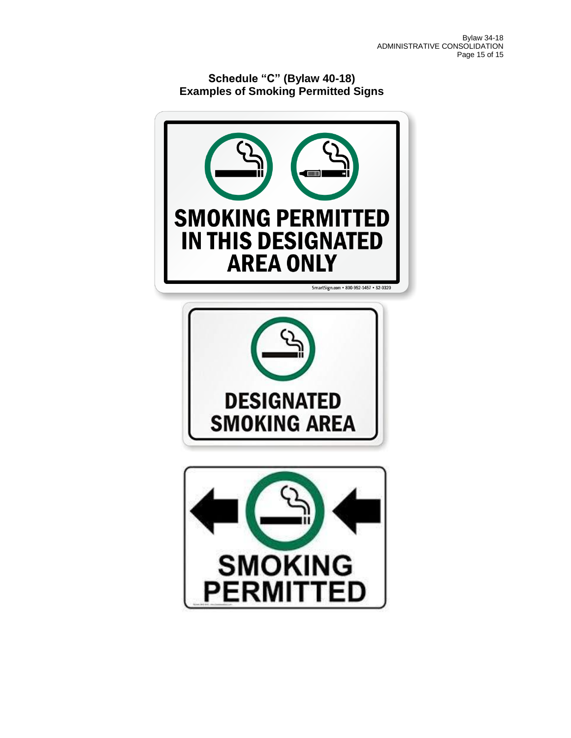**Schedule "C" (Bylaw 40-18)**
**Examples of Smoking Permitted Signs**

SMOKING PERMITTED IN THIS DESIGNATED AREA ONLY

SmartSign.com • 800-952-1457 • S2-0320

DESIGNATED SMOKING AREA

SMOKING PERMITTED